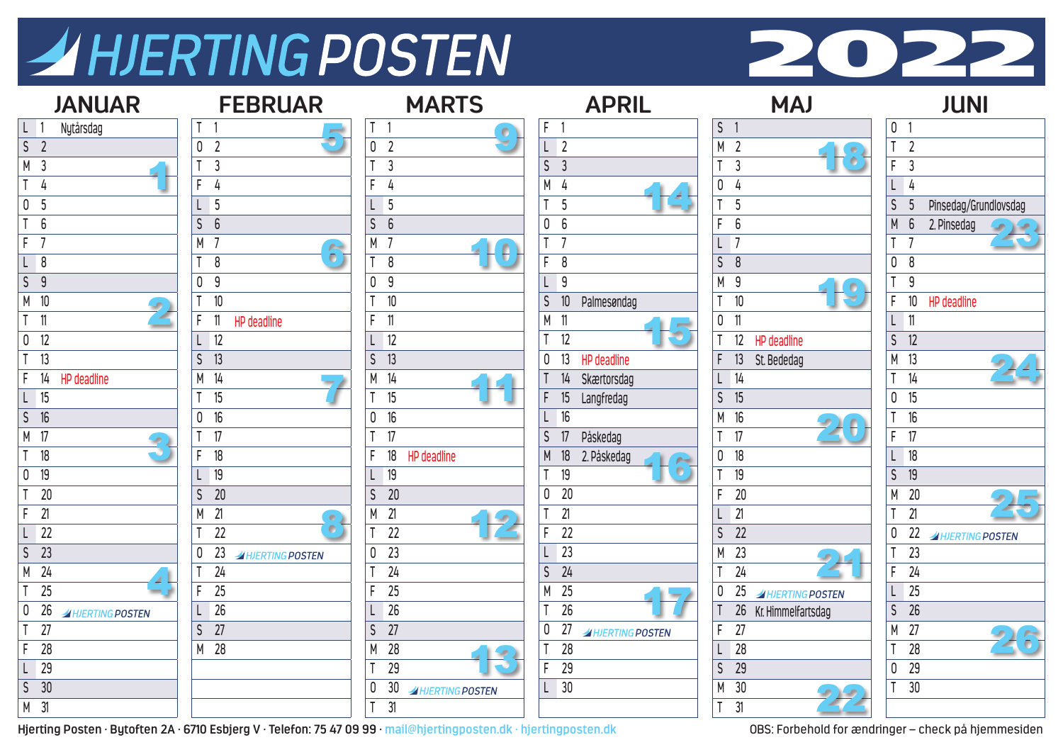# HJERTING POSTEN 2022

## JANUAR

| Dag | Dato | Note | Uge |
|---|---|---|---|
| L | 1 | Nytårsdag | |
| S | 2 | | |
| M | 3 | | 1 |
| T | 4 | | |
| O | 5 | | |
| T | 6 | | |
| F | 7 | | |
| L | 8 | | |
| S | 9 | | |
| M | 10 | | 2 |
| T | 11 | | |
| O | 12 | | |
| T | 13 | | |
| F | 14 | HP deadline | |
| L | 15 | | |
| S | 16 | | |
| M | 17 | | 3 |
| T | 18 | | |
| O | 19 | | |
| T | 20 | | |
| F | 21 | | |
| L | 22 | | |
| S | 23 | | |
| M | 24 | | 4 |
| T | 25 | | |
| O | 26 | HJERTING POSTEN | |
| T | 27 | | |
| F | 28 | | |
| L | 29 | | |
| S | 30 | | |
| M | 31 | | |

## FEBRUAR

| Dag | Dato | Note | Uge |
|---|---|---|---|
| T | 1 | | 5 |
| O | 2 | | |
| T | 3 | | |
| F | 4 | | |
| L | 5 | | |
| S | 6 | | |
| M | 7 | | 6 |
| T | 8 | | |
| O | 9 | | |
| T | 10 | | |
| F | 11 | HP deadline | |
| L | 12 | | |
| S | 13 | | |
| M | 14 | | 7 |
| T | 15 | | |
| O | 16 | | |
| T | 17 | | |
| F | 18 | | |
| L | 19 | | |
| S | 20 | | |
| M | 21 | | 8 |
| T | 22 | | |
| O | 23 | HJERTING POSTEN | |
| T | 24 | | |
| F | 25 | | |
| L | 26 | | |
| S | 27 | | |
| M | 28 | | |

## MARTS

| Dag | Dato | Note | Uge |
|---|---|---|---|
| T | 1 | | 9 |
| O | 2 | | |
| T | 3 | | |
| F | 4 | | |
| L | 5 | | |
| S | 6 | | |
| M | 7 | | 10 |
| T | 8 | | |
| O | 9 | | |
| T | 10 | | |
| F | 11 | | |
| L | 12 | | |
| S | 13 | | |
| M | 14 | | 11 |
| T | 15 | | |
| O | 16 | | |
| T | 17 | | |
| F | 18 | HP deadline | |
| L | 19 | | |
| S | 20 | | |
| M | 21 | | 12 |
| T | 22 | | |
| O | 23 | | |
| T | 24 | | |
| F | 25 | | |
| L | 26 | | |
| S | 27 | | |
| M | 28 | | 13 |
| T | 29 | | |
| O | 30 | HJERTING POSTEN | |
| T | 31 | | |

## APRIL

| Dag | Dato | Note | Uge |
|---|---|---|---|
| F | 1 | | |
| L | 2 | | |
| S | 3 | | |
| M | 4 | | 14 |
| T | 5 | | |
| O | 6 | | |
| T | 7 | | |
| F | 8 | | |
| L | 9 | | |
| S | 10 | Palmesøndag | |
| M | 11 | | 15 |
| T | 12 | | |
| O | 13 | HP deadline | |
| T | 14 | Skærtorsdag | |
| F | 15 | Langfredag | |
| L | 16 | | |
| S | 17 | Påskedag | |
| M | 18 | 2. Påskedag | 16 |
| T | 19 | | |
| O | 20 | | |
| T | 21 | | |
| F | 22 | | |
| L | 23 | | |
| S | 24 | | |
| M | 25 | | 17 |
| T | 26 | | |
| O | 27 | HJERTING POSTEN | |
| T | 28 | | |
| F | 29 | | |
| L | 30 | | |

## MAJ

| Dag | Dato | Note | Uge |
|---|---|---|---|
| S | 1 | | |
| M | 2 | | 18 |
| T | 3 | | |
| O | 4 | | |
| T | 5 | | |
| F | 6 | | |
| L | 7 | | |
| S | 8 | | |
| M | 9 | | 19 |
| T | 10 | | |
| O | 11 | | |
| T | 12 | HP deadline | |
| F | 13 | St. Bededag | |
| L | 14 | | |
| S | 15 | | |
| M | 16 | | 20 |
| T | 17 | | |
| O | 18 | | |
| T | 19 | | |
| F | 20 | | |
| L | 21 | | |
| S | 22 | | |
| M | 23 | | 21 |
| T | 24 | | |
| O | 25 | HJERTING POSTEN | |
| T | 26 | Kr. Himmelfartsdag | |
| F | 27 | | |
| L | 28 | | |
| S | 29 | | |
| M | 30 | | 22 |
| T | 31 | | |

## JUNI

| Dag | Dato | Note | Uge |
|---|---|---|---|
| O | 1 | | |
| T | 2 | | |
| F | 3 | | |
| L | 4 | | |
| S | 5 | Pinsedag/Grundlovsdag | |
| M | 6 | 2. Pinsedag | 23 |
| T | 7 | | |
| O | 8 | | |
| T | 9 | | |
| F | 10 | HP deadline | |
| L | 11 | | |
| S | 12 | | |
| M | 13 | | 24 |
| T | 14 | | |
| O | 15 | | |
| T | 16 | | |
| F | 17 | | |
| L | 18 | | |
| S | 19 | | |
| M | 20 | | 25 |
| T | 21 | | |
| O | 22 | HJERTING POSTEN | |
| T | 23 | | |
| F | 24 | | |
| L | 25 | | |
| S | 26 | | |
| M | 27 | | 26 |
| T | 28 | | |
| O | 29 | | |
| T | 30 | | |

Hjerting Posten · Bytoften 2A · 6710 Esbjerg V · Telefon: 75 47 09 99 · mail@hjertingposten.dk · hjertingposten.dk

OBS: Forbehold for ændringer – check på hjemmesiden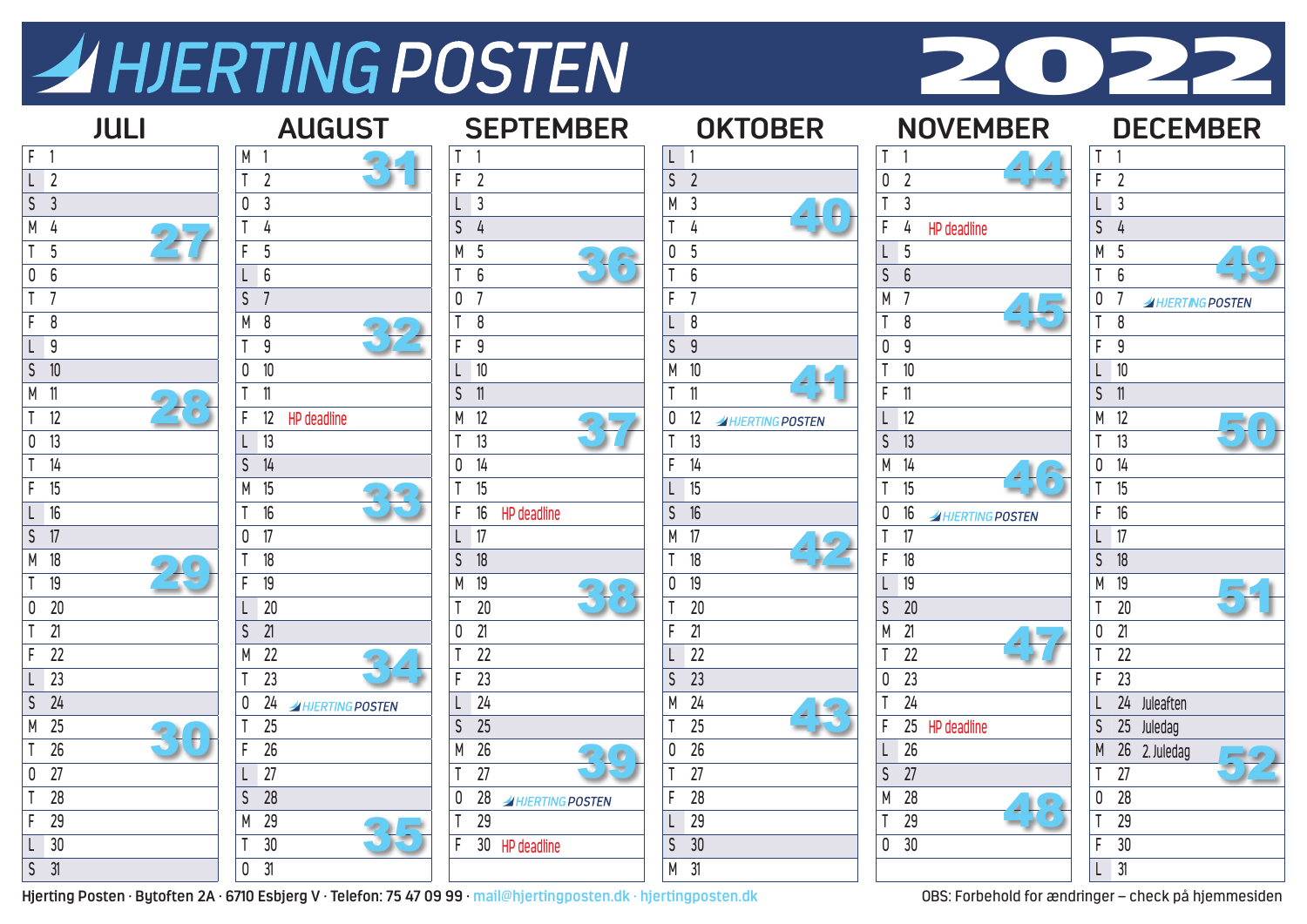# HJERTING POSTEN 2022

| JULI | AUGUST | SEPTEMBER | OKTOBER | NOVEMBER | DECEMBER |
|---|---|---|---|---|---|
| F 1 | M 1 **31** | T 1 | L 1 | T 1 **44** | T 1 |
| L 2 | T 2 | F 2 | S 2 | O 2 | F 2 |
| S 3 | O 3 | L 3 | M 3 **40** | T 3 | L 3 |
| M 4 **27** | T 4 | S 4 | T 4 | F 4 HP deadline | S 4 |
| T 5 | F 5 | M 5 **36** | O 5 | L 5 | M 5 **49** |
| O 6 | L 6 | T 6 | T 6 | S 6 | T 6 |
| T 7 | S 7 | O 7 | F 7 | M 7 **45** | O 7 HJERTING POSTEN |
| F 8 | M 8 **32** | T 8 | L 8 | T 8 | T 8 |
| L 9 | T 9 | F 9 | S 9 | O 9 | F 9 |
| S 10 | O 10 | L 10 | M 10 **41** | T 10 | L 10 |
| M 11 **28** | T 11 | S 11 | T 11 | F 11 | S 11 |
| T 12 | F 12 HP deadline | M 12 **37** | O 12 HJERTING POSTEN | L 12 | M 12 **50** |
| O 13 | L 13 | T 13 | T 13 | S 13 | T 13 |
| T 14 | S 14 | O 14 | F 14 | M 14 **46** | O 14 |
| F 15 | M 15 **33** | T 15 | L 15 | T 15 | T 15 |
| L 16 | T 16 | F 16 HP deadline | S 16 | O 16 HJERTING POSTEN | F 16 |
| S 17 | O 17 | L 17 | M 17 **42** | T 17 | L 17 |
| M 18 **29** | T 18 | S 18 | T 18 | F 18 | S 18 |
| T 19 | F 19 | M 19 **38** | O 19 | L 19 | M 19 **51** |
| O 20 | L 20 | T 20 | T 20 | S 20 | T 20 |
| T 21 | S 21 | O 21 | F 21 | M 21 **47** | O 21 |
| F 22 | M 22 **34** | T 22 | L 22 | T 22 | T 22 |
| L 23 | T 23 | F 23 | S 23 | O 23 | F 23 |
| S 24 | O 24 HJERTING POSTEN | L 24 | M 24 **43** | T 24 | L 24 Juleaften |
| M 25 **30** | T 25 | S 25 | T 25 | F 25 HP deadline | S 25 Juledag |
| T 26 | F 26 | M 26 **39** | O 26 | L 26 | M 26 2. Juledag **52** |
| O 27 | L 27 | T 27 | T 27 | S 27 | T 27 |
| T 28 | S 28 | O 28 HJERTING POSTEN | F 28 | M 28 **48** | O 28 |
| F 29 | M 29 **35** | T 29 | L 29 | T 29 | T 29 |
| L 30 | T 30 | F 30 HP deadline | S 30 | O 30 | F 30 |
| S 31 | O 31 | | M 31 | | L 31 |

Hjerting Posten · Bytoften 2A · 6710 Esbjerg V · Telefon: 75 47 09 99 · mail@hjertingposten.dk · hjertingposten.dk

OBS: Forbehold for ændringer – check på hjemmesiden